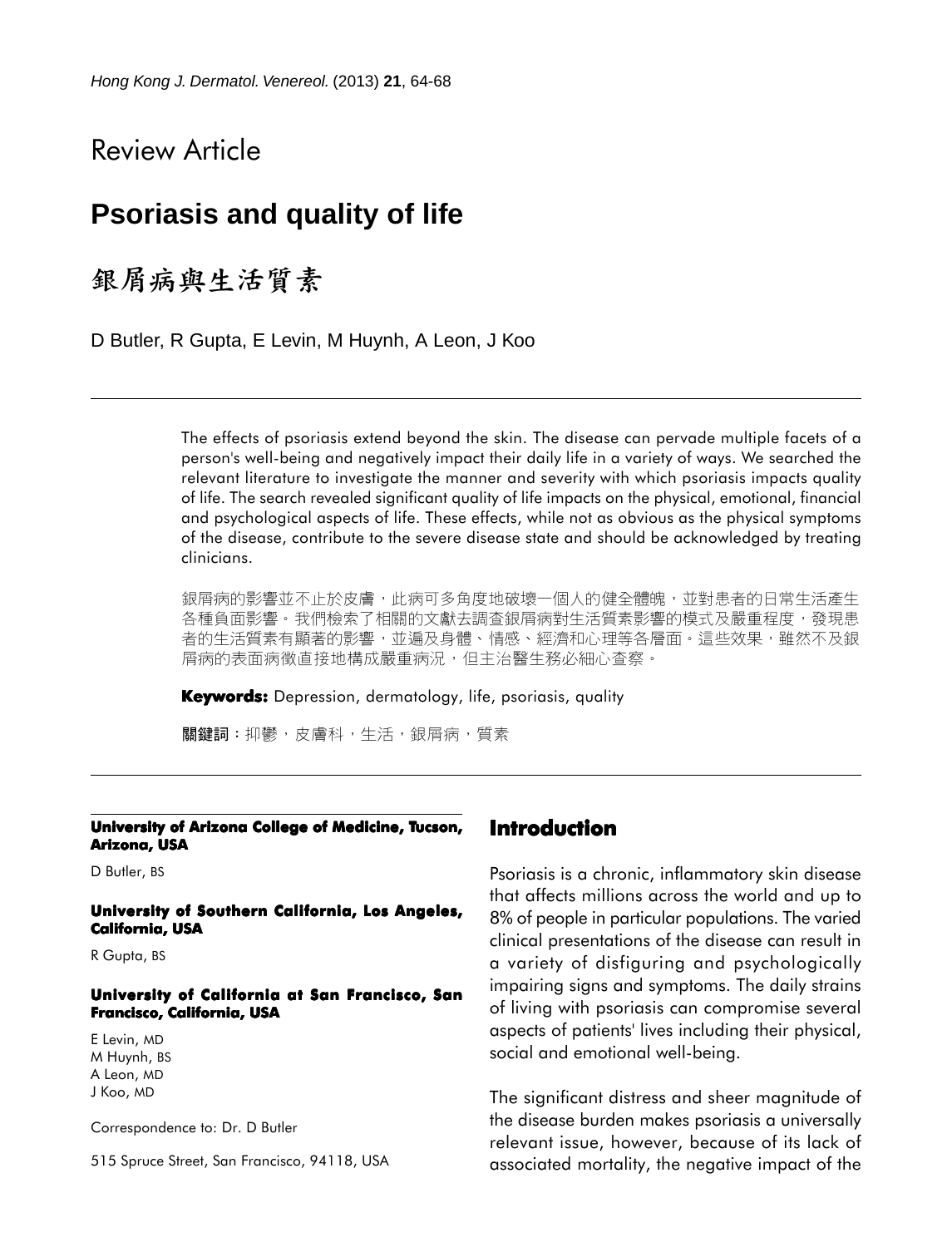## Review Article

# Psoriasis and quality of life

# 銀屑病與生活質素

D Butler, R Gupta, E Levin, M Huynh, A Leon, J Koo

The effects of psoriasis extend beyond the skin. The disease can pervade multiple facets of a person's well-being and negatively impact their daily life in a variety of ways. We searched the relevant literature to investigate the manner and severity with which psoriasis impacts quality of life. The search revealed significant quality of life impacts on the physical, emotional, financial and psychological aspects of life. These effects, while not as obvious as the physical symptoms of the disease, contribute to the severe disease state and should be acknowledged by treating clinicians.

銀屑病的影響並不止於皮膚，此病可多角度地破壞一個人的健全體魄，並對患者的日常生活產生各種負面影響。我們檢索了相關的文獻去調查銀屑病對生活質素影響的模式及嚴重程度，發現患者的生活質素有顯著的影響，並遍及身體、情感、經濟和心理等各層面。這些效果，雖然不及銀屑病的表面病徵直接地構成嚴重病況，但主治醫生務必細心查察。

**Keywords:** Depression, dermatology, life, psoriasis, quality

**關鍵詞**：抑鬱，皮膚科，生活，銀屑病，質素

**University of Arizona College of Medicine, Tucson, Arizona, USA**

D Butler, BS

**University of Southern California, Los Angeles, California, USA**

R Gupta, BS

**University of California at San Francisco, San Francisco, California, USA**

E Levin, MD
M Huynh, BS
A Leon, MD
J Koo, MD

Correspondence to: Dr. D Butler

515 Spruce Street, San Francisco, 94118, USA

## Introduction

Psoriasis is a chronic, inflammatory skin disease that affects millions across the world and up to 8% of people in particular populations. The varied clinical presentations of the disease can result in a variety of disfiguring and psychologically impairing signs and symptoms. The daily strains of living with psoriasis can compromise several aspects of patients' lives including their physical, social and emotional well-being.

The significant distress and sheer magnitude of the disease burden makes psoriasis a universally relevant issue, however, because of its lack of associated mortality, the negative impact of the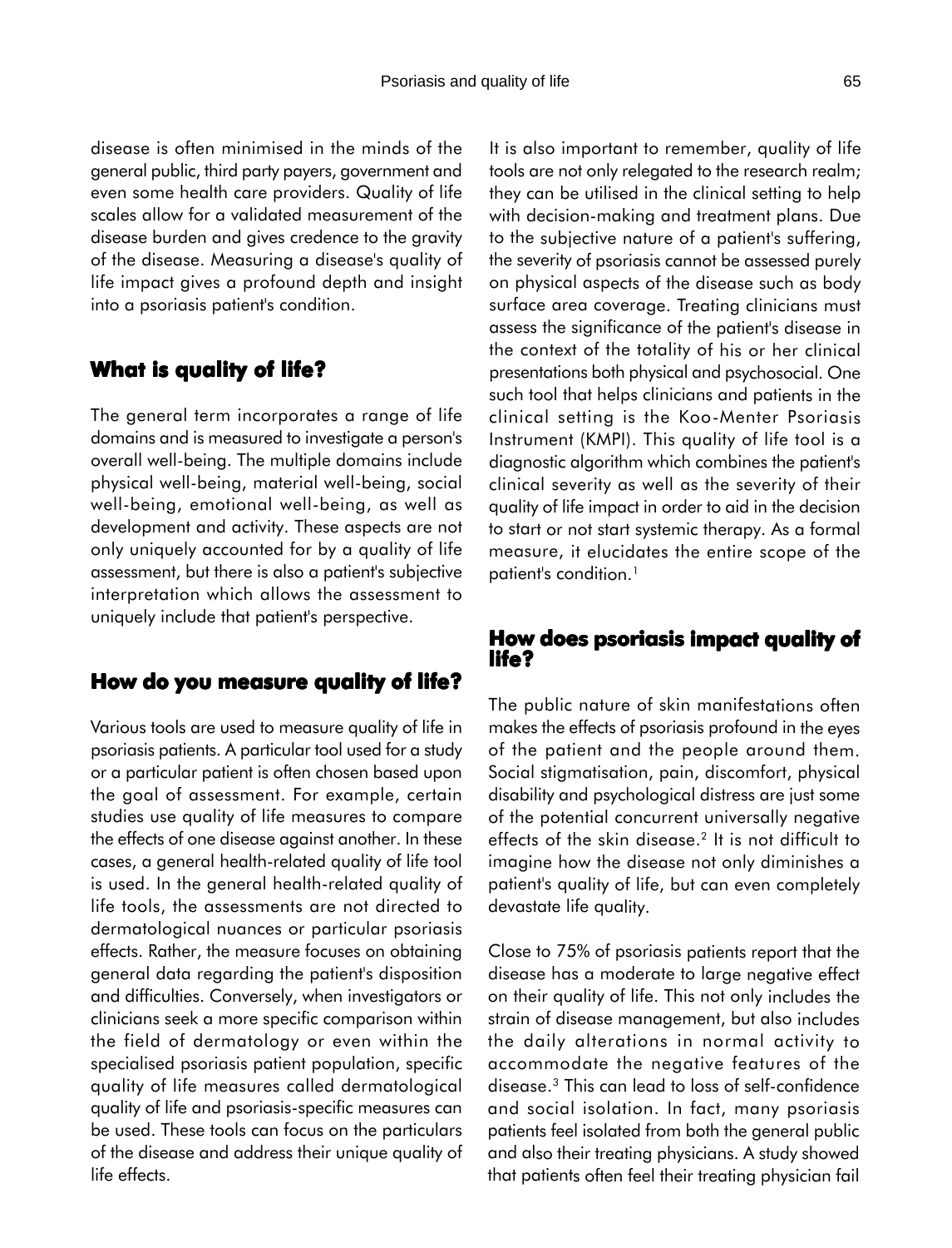disease is often minimised in the minds of the general public, third party payers, government and even some health care providers. Quality of life scales allow for a validated measurement of the disease burden and gives credence to the gravity of the disease. Measuring a disease's quality of life impact gives a profound depth and insight into a psoriasis patient's condition.

## What is quality of life?

The general term incorporates a range of life domains and is measured to investigate a person's overall well-being. The multiple domains include physical well-being, material well-being, social well-being, emotional well-being, as well as development and activity. These aspects are not only uniquely accounted for by a quality of life assessment, but there is also a patient's subjective interpretation which allows the assessment to uniquely include that patient's perspective.

## How do you measure quality of life?

Various tools are used to measure quality of life in psoriasis patients. A particular tool used for a study or a particular patient is often chosen based upon the goal of assessment. For example, certain studies use quality of life measures to compare the effects of one disease against another. In these cases, a general health-related quality of life tool is used. In the general health-related quality of life tools, the assessments are not directed to dermatological nuances or particular psoriasis effects. Rather, the measure focuses on obtaining general data regarding the patient's disposition and difficulties. Conversely, when investigators or clinicians seek a more specific comparison within the field of dermatology or even within the specialised psoriasis patient population, specific quality of life measures called dermatological quality of life and psoriasis-specific measures can be used. These tools can focus on the particulars of the disease and address their unique quality of life effects.

It is also important to remember, quality of life tools are not only relegated to the research realm; they can be utilised in the clinical setting to help with decision-making and treatment plans. Due to the subjective nature of a patient's suffering, the severity of psoriasis cannot be assessed purely on physical aspects of the disease such as body surface area coverage. Treating clinicians must assess the significance of the patient's disease in the context of the totality of his or her clinical presentations both physical and psychosocial. One such tool that helps clinicians and patients in the clinical setting is the Koo-Menter Psoriasis Instrument (KMPI). This quality of life tool is a diagnostic algorithm which combines the patient's clinical severity as well as the severity of their quality of life impact in order to aid in the decision to start or not start systemic therapy. As a formal measure, it elucidates the entire scope of the patient's condition.[1]

## How does psoriasis impact quality of life?

The public nature of skin manifestations often makes the effects of psoriasis profound in the eyes of the patient and the people around them. Social stigmatisation, pain, discomfort, physical disability and psychological distress are just some of the potential concurrent universally negative effects of the skin disease.[2] It is not difficult to imagine how the disease not only diminishes a patient's quality of life, but can even completely devastate life quality.

Close to 75% of psoriasis patients report that the disease has a moderate to large negative effect on their quality of life. This not only includes the strain of disease management, but also includes the daily alterations in normal activity to accommodate the negative features of the disease.[3] This can lead to loss of self-confidence and social isolation. In fact, many psoriasis patients feel isolated from both the general public and also their treating physicians. A study showed that patients often feel their treating physician fail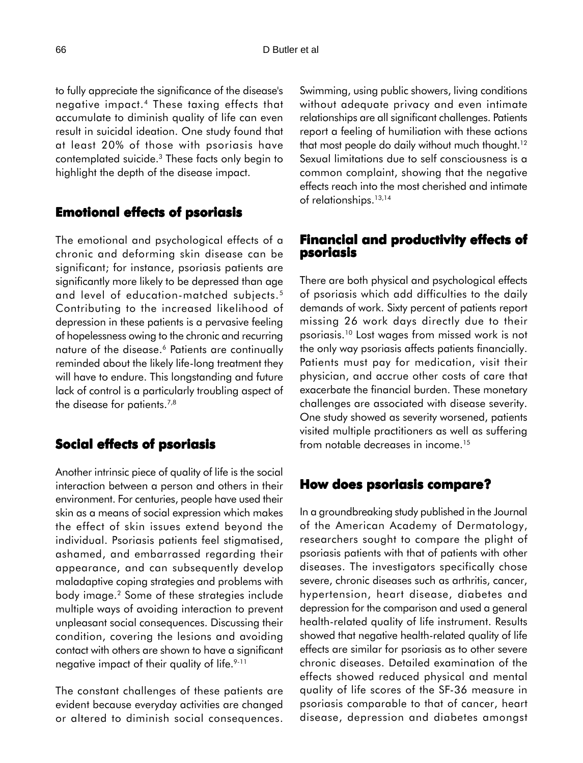to fully appreciate the significance of the disease's negative impact.[4] These taxing effects that accumulate to diminish quality of life can even result in suicidal ideation. One study found that at least 20% of those with psoriasis have contemplated suicide.[3] These facts only begin to highlight the depth of the disease impact.

## Emotional effects of psoriasis

The emotional and psychological effects of a chronic and deforming skin disease can be significant; for instance, psoriasis patients are significantly more likely to be depressed than age and level of education-matched subjects.[5] Contributing to the increased likelihood of depression in these patients is a pervasive feeling of hopelessness owing to the chronic and recurring nature of the disease.[6] Patients are continually reminded about the likely life-long treatment they will have to endure. This longstanding and future lack of control is a particularly troubling aspect of the disease for patients.[7,8]

## Social effects of psoriasis

Another intrinsic piece of quality of life is the social interaction between a person and others in their environment. For centuries, people have used their skin as a means of social expression which makes the effect of skin issues extend beyond the individual. Psoriasis patients feel stigmatised, ashamed, and embarrassed regarding their appearance, and can subsequently develop maladaptive coping strategies and problems with body image.[2] Some of these strategies include multiple ways of avoiding interaction to prevent unpleasant social consequences. Discussing their condition, covering the lesions and avoiding contact with others are shown to have a significant negative impact of their quality of life.[9-11]

The constant challenges of these patients are evident because everyday activities are changed or altered to diminish social consequences. Swimming, using public showers, living conditions without adequate privacy and even intimate relationships are all significant challenges. Patients report a feeling of humiliation with these actions that most people do daily without much thought.[12] Sexual limitations due to self consciousness is a common complaint, showing that the negative effects reach into the most cherished and intimate of relationships.[13,14]

## Financial and productivity effects of psoriasis

There are both physical and psychological effects of psoriasis which add difficulties to the daily demands of work. Sixty percent of patients report missing 26 work days directly due to their psoriasis.[10] Lost wages from missed work is not the only way psoriasis affects patients financially. Patients must pay for medication, visit their physician, and accrue other costs of care that exacerbate the financial burden. These monetary challenges are associated with disease severity. One study showed as severity worsened, patients visited multiple practitioners as well as suffering from notable decreases in income.[15]

## How does psoriasis compare?

In a groundbreaking study published in the Journal of the American Academy of Dermatology, researchers sought to compare the plight of psoriasis patients with that of patients with other diseases. The investigators specifically chose severe, chronic diseases such as arthritis, cancer, hypertension, heart disease, diabetes and depression for the comparison and used a general health-related quality of life instrument. Results showed that negative health-related quality of life effects are similar for psoriasis as to other severe chronic diseases. Detailed examination of the effects showed reduced physical and mental quality of life scores of the SF-36 measure in psoriasis comparable to that of cancer, heart disease, depression and diabetes amongst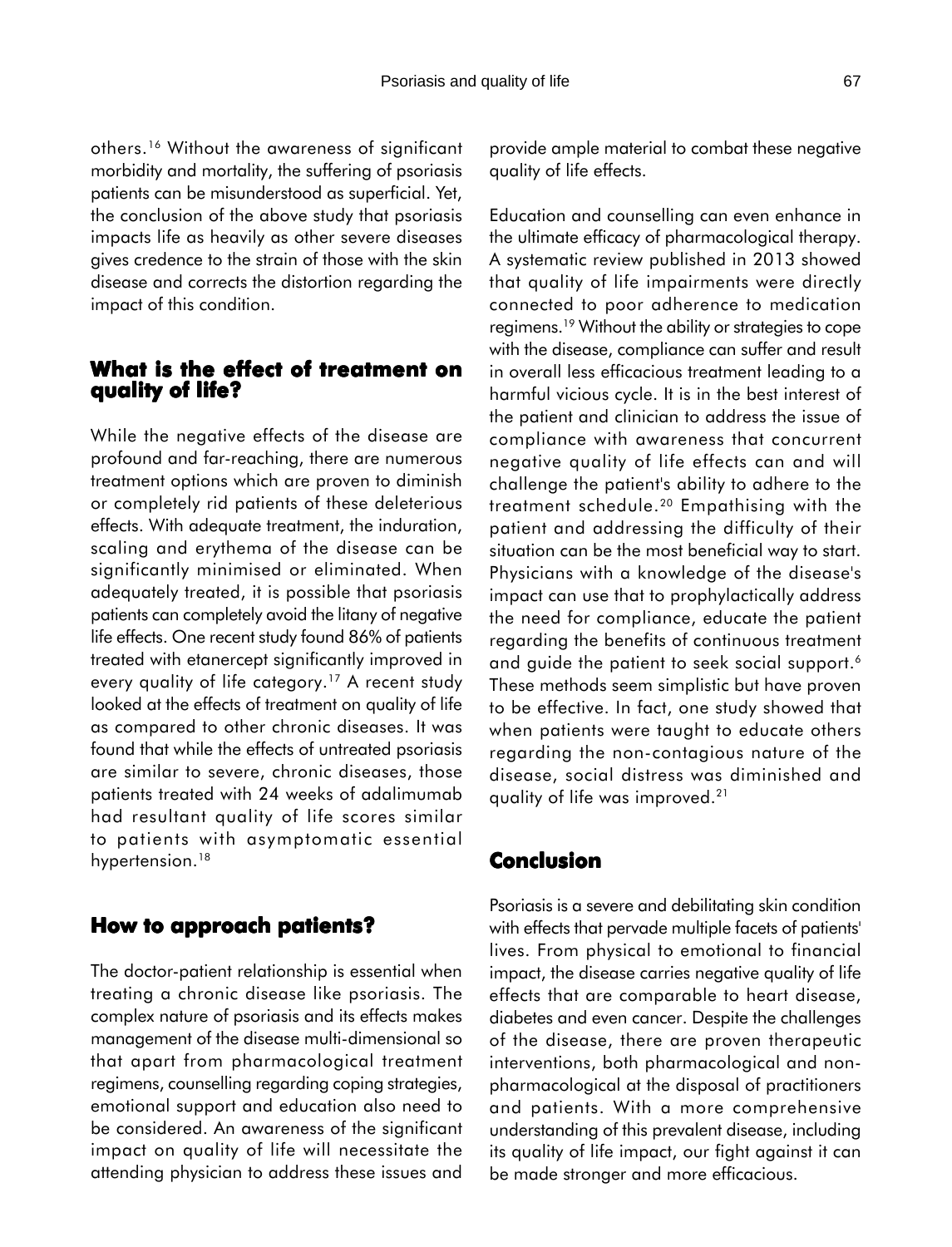others.[16] Without the awareness of significant morbidity and mortality, the suffering of psoriasis patients can be misunderstood as superficial. Yet, the conclusion of the above study that psoriasis impacts life as heavily as other severe diseases gives credence to the strain of those with the skin disease and corrects the distortion regarding the impact of this condition.

## What is the effect of treatment on quality of life?

While the negative effects of the disease are profound and far-reaching, there are numerous treatment options which are proven to diminish or completely rid patients of these deleterious effects. With adequate treatment, the induration, scaling and erythema of the disease can be significantly minimised or eliminated. When adequately treated, it is possible that psoriasis patients can completely avoid the litany of negative life effects. One recent study found 86% of patients treated with etanercept significantly improved in every quality of life category.[17] A recent study looked at the effects of treatment on quality of life as compared to other chronic diseases. It was found that while the effects of untreated psoriasis are similar to severe, chronic diseases, those patients treated with 24 weeks of adalimumab had resultant quality of life scores similar to patients with asymptomatic essential hypertension.[18]

## How to approach patients?

The doctor-patient relationship is essential when treating a chronic disease like psoriasis. The complex nature of psoriasis and its effects makes management of the disease multi-dimensional so that apart from pharmacological treatment regimens, counselling regarding coping strategies, emotional support and education also need to be considered. An awareness of the significant impact on quality of life will necessitate the attending physician to address these issues and provide ample material to combat these negative quality of life effects.

Education and counselling can even enhance in the ultimate efficacy of pharmacological therapy. A systematic review published in 2013 showed that quality of life impairments were directly connected to poor adherence to medication regimens.[19] Without the ability or strategies to cope with the disease, compliance can suffer and result in overall less efficacious treatment leading to a harmful vicious cycle. It is in the best interest of the patient and clinician to address the issue of compliance with awareness that concurrent negative quality of life effects can and will challenge the patient's ability to adhere to the treatment schedule.[20] Empathising with the patient and addressing the difficulty of their situation can be the most beneficial way to start. Physicians with a knowledge of the disease's impact can use that to prophylactically address the need for compliance, educate the patient regarding the benefits of continuous treatment and guide the patient to seek social support.[6] These methods seem simplistic but have proven to be effective. In fact, one study showed that when patients were taught to educate others regarding the non-contagious nature of the disease, social distress was diminished and quality of life was improved.[21]

## Conclusion

Psoriasis is a severe and debilitating skin condition with effects that pervade multiple facets of patients' lives. From physical to emotional to financial impact, the disease carries negative quality of life effects that are comparable to heart disease, diabetes and even cancer. Despite the challenges of the disease, there are proven therapeutic interventions, both pharmacological and non-pharmacological at the disposal of practitioners and patients. With a more comprehensive understanding of this prevalent disease, including its quality of life impact, our fight against it can be made stronger and more efficacious.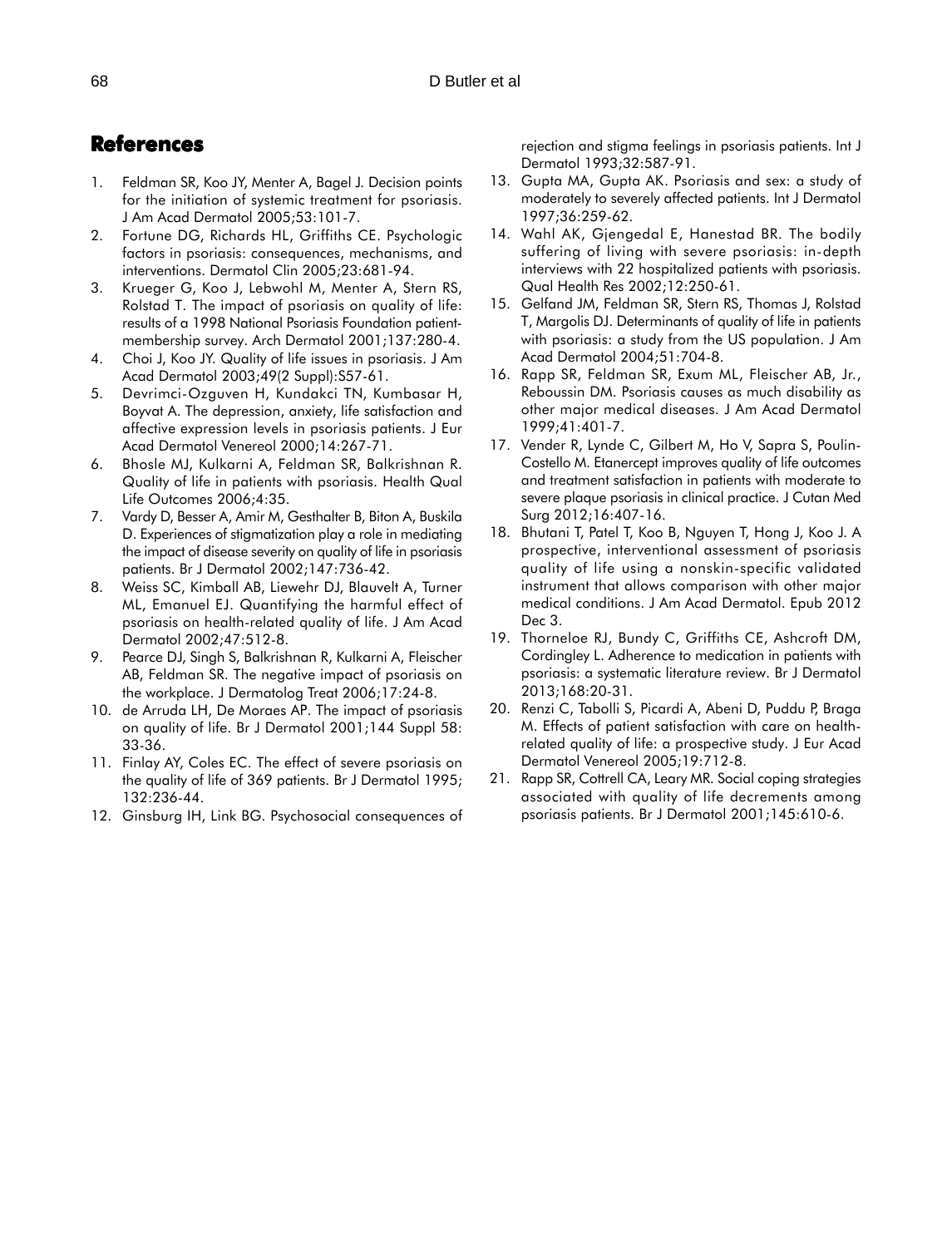## References

1. Feldman SR, Koo JY, Menter A, Bagel J. Decision points for the initiation of systemic treatment for psoriasis. J Am Acad Dermatol 2005;53:101-7.
2. Fortune DG, Richards HL, Griffiths CE. Psychologic factors in psoriasis: consequences, mechanisms, and interventions. Dermatol Clin 2005;23:681-94.
3. Krueger G, Koo J, Lebwohl M, Menter A, Stern RS, Rolstad T. The impact of psoriasis on quality of life: results of a 1998 National Psoriasis Foundation patient-membership survey. Arch Dermatol 2001;137:280-4.
4. Choi J, Koo JY. Quality of life issues in psoriasis. J Am Acad Dermatol 2003;49(2 Suppl):S57-61.
5. Devrimci-Ozguven H, Kundakci TN, Kumbasar H, Boyvat A. The depression, anxiety, life satisfaction and affective expression levels in psoriasis patients. J Eur Acad Dermatol Venereol 2000;14:267-71.
6. Bhosle MJ, Kulkarni A, Feldman SR, Balkrishnan R. Quality of life in patients with psoriasis. Health Qual Life Outcomes 2006;4:35.
7. Vardy D, Besser A, Amir M, Gesthalter B, Biton A, Buskila D. Experiences of stigmatization play a role in mediating the impact of disease severity on quality of life in psoriasis patients. Br J Dermatol 2002;147:736-42.
8. Weiss SC, Kimball AB, Liewehr DJ, Blauvelt A, Turner ML, Emanuel EJ. Quantifying the harmful effect of psoriasis on health-related quality of life. J Am Acad Dermatol 2002;47:512-8.
9. Pearce DJ, Singh S, Balkrishnan R, Kulkarni A, Fleischer AB, Feldman SR. The negative impact of psoriasis on the workplace. J Dermatolog Treat 2006;17:24-8.
10. de Arruda LH, De Moraes AP. The impact of psoriasis on quality of life. Br J Dermatol 2001;144 Suppl 58: 33-36.
11. Finlay AY, Coles EC. The effect of severe psoriasis on the quality of life of 369 patients. Br J Dermatol 1995; 132:236-44.
12. Ginsburg IH, Link BG. Psychosocial consequences of rejection and stigma feelings in psoriasis patients. Int J Dermatol 1993;32:587-91.
13. Gupta MA, Gupta AK. Psoriasis and sex: a study of moderately to severely affected patients. Int J Dermatol 1997;36:259-62.
14. Wahl AK, Gjengedal E, Hanestad BR. The bodily suffering of living with severe psoriasis: in-depth interviews with 22 hospitalized patients with psoriasis. Qual Health Res 2002;12:250-61.
15. Gelfand JM, Feldman SR, Stern RS, Thomas J, Rolstad T, Margolis DJ. Determinants of quality of life in patients with psoriasis: a study from the US population. J Am Acad Dermatol 2004;51:704-8.
16. Rapp SR, Feldman SR, Exum ML, Fleischer AB, Jr., Reboussin DM. Psoriasis causes as much disability as other major medical diseases. J Am Acad Dermatol 1999;41:401-7.
17. Vender R, Lynde C, Gilbert M, Ho V, Sapra S, Poulin-Costello M. Etanercept improves quality of life outcomes and treatment satisfaction in patients with moderate to severe plaque psoriasis in clinical practice. J Cutan Med Surg 2012;16:407-16.
18. Bhutani T, Patel T, Koo B, Nguyen T, Hong J, Koo J. A prospective, interventional assessment of psoriasis quality of life using a nonskin-specific validated instrument that allows comparison with other major medical conditions. J Am Acad Dermatol. Epub 2012 Dec 3.
19. Thorneloe RJ, Bundy C, Griffiths CE, Ashcroft DM, Cordingley L. Adherence to medication in patients with psoriasis: a systematic literature review. Br J Dermatol 2013;168:20-31.
20. Renzi C, Tabolli S, Picardi A, Abeni D, Puddu P, Braga M. Effects of patient satisfaction with care on health-related quality of life: a prospective study. J Eur Acad Dermatol Venereol 2005;19:712-8.
21. Rapp SR, Cottrell CA, Leary MR. Social coping strategies associated with quality of life decrements among psoriasis patients. Br J Dermatol 2001;145:610-6.